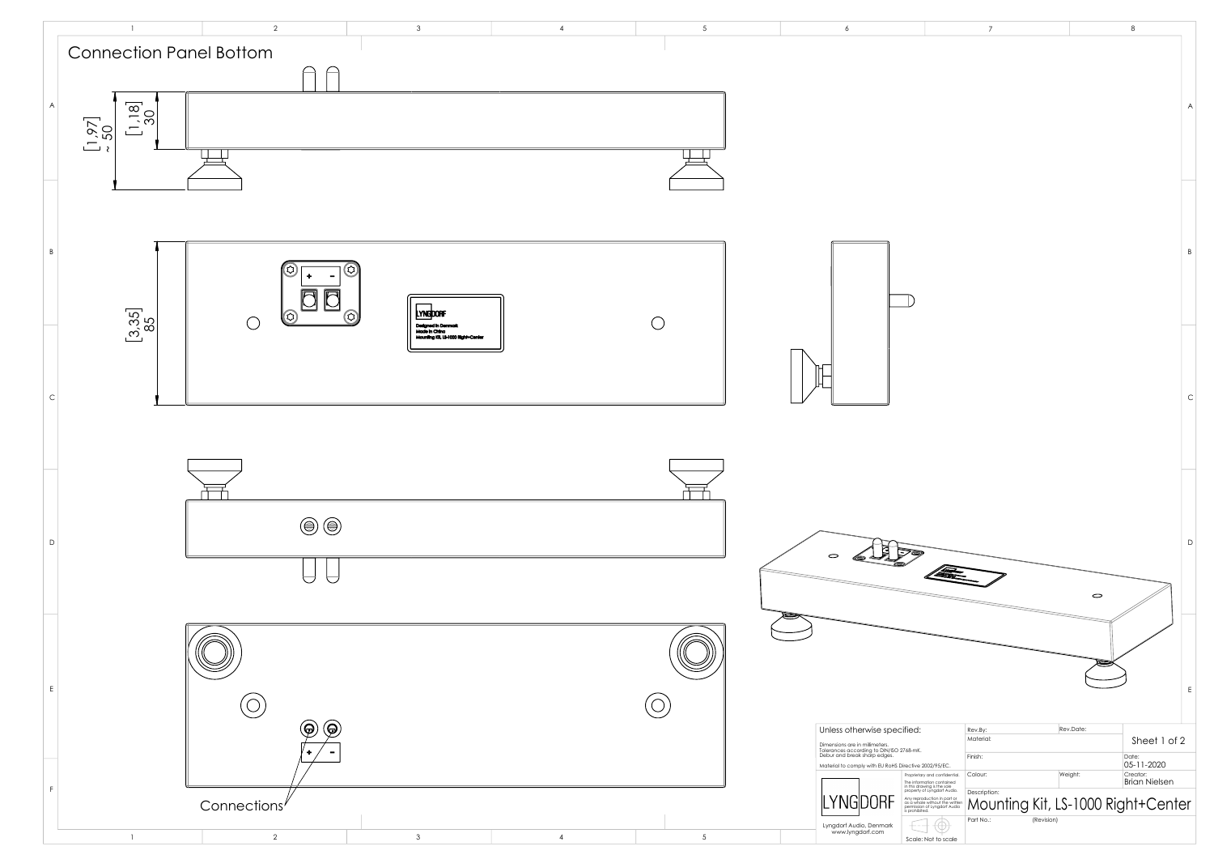# Connection Panel Bottom

[1,97]
~ 50

[1,18]
30

[3,35]
85

+ -

LYNGDORF
Designed in Denmark
Made in China
Mounting Kit, LS-1000 Right+Center

Connections

Unless otherwise specified:

Dimensions are in millimeters.
Tolerances according to DIN/ISO 2768-mK.
Debur and break sharp edges.

Material to comply with EU RoHS Directive 2002/95/EC.

LYNGDORF

Lyngdorf Audio, Denmark
www.lyngdorf.com

Proprietary and confidential.
The information contained in this drawing is the sole property of Lyngdorf Audio. Any reproduction in part or as a whole without the written permission of Lyngdorf Audio is prohibited.

Scale: Not to scale

| Rev.By: | Rev.Date: | Sheet 1 of 2 |
|---|---|---|
| Material: | | |
| Finish: | | Date: 05-11-2020 |
| Colour: | Weight: | Creator: Brian Nielsen |
| Description: Mounting Kit, LS-1000 Right+Center | | |
| Part No.: | (Revision) | |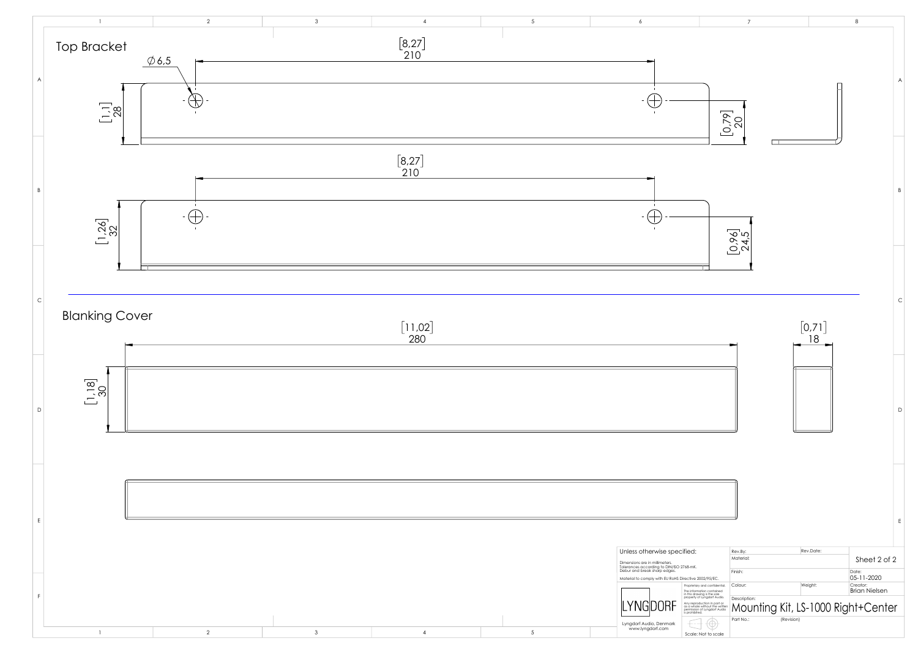## Top Bracket

Ø6,5

[8,27]
210

[1,1]
28

[0,79]
20

[8,27]
210

[1,26]
32

[0,96]
24,5

## Blanking Cover

[11,02]
280

[0,71]
18

[1,18]
30

| | | | | |
|---|---|---|---|---|
| Unless otherwise specified: | | Rev.By: | Rev.Date: | Sheet 2 of 2 |
| Dimensions are in millimeters. Tolerances according to DIN/ISO 2768-mK. Debur and break sharp edges. | | Material: | | |
| Material to comply with EU RoHS Directive 2002/95/EC. | | Finish: | | Date: 05-11-2020 |
| LYNGDORF | Proprietary and confidential. The information contained in this drawing is the sole property of Lyngdorf Audio. Any reproduction in part or as a whole without the written permission of Lyngdorf Audio is prohibited. | Colour: | Weight: | Creator: Brian Nielsen |
| | | Description: Mounting Kit, LS-1000 Right+Center | | |
| Lyngdorf Audio, Denmark www.lyngdorf.com | Scale: Not to scale | Part No.: | (Revision) | |